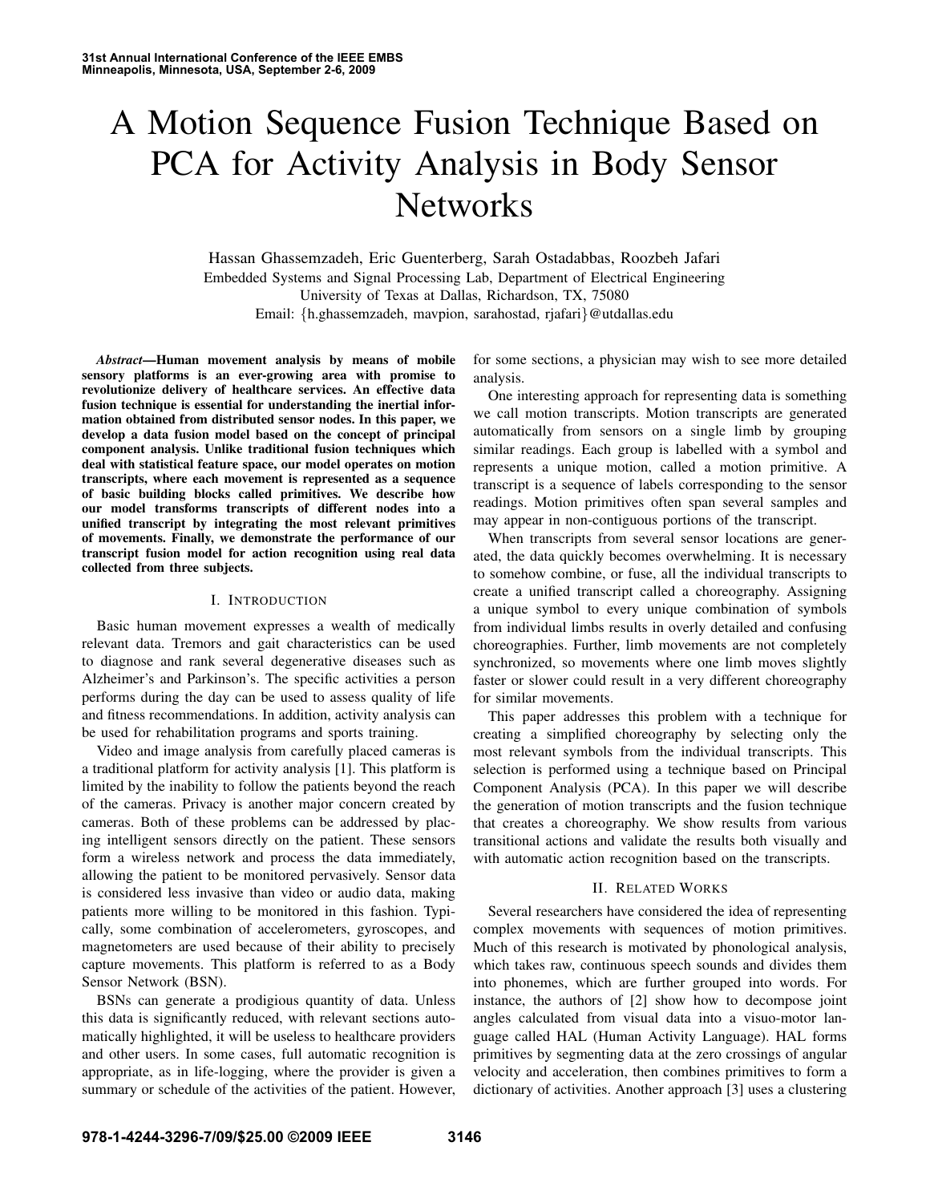# A Motion Sequence Fusion Technique Based on PCA for Activity Analysis in Body Sensor Networks

Hassan Ghassemzadeh, Eric Guenterberg, Sarah Ostadabbas, Roozbeh Jafari
Embedded Systems and Signal Processing Lab, Department of Electrical Engineering
University of Texas at Dallas, Richardson, TX, 75080
Email: {h.ghassemzadeh, mavpion, sarahostad, rjafari}@utdallas.edu

***Abstract*—Human movement analysis by means of mobile sensory platforms is an ever-growing area with promise to revolutionize delivery of healthcare services. An effective data fusion technique is essential for understanding the inertial information obtained from distributed sensor nodes. In this paper, we develop a data fusion model based on the concept of principal component analysis. Unlike traditional fusion techniques which deal with statistical feature space, our model operates on motion transcripts, where each movement is represented as a sequence of basic building blocks called primitives. We describe how our model transforms transcripts of different nodes into a unified transcript by integrating the most relevant primitives of movements. Finally, we demonstrate the performance of our transcript fusion model for action recognition using real data collected from three subjects.**

## I. Introduction

Basic human movement expresses a wealth of medically relevant data. Tremors and gait characteristics can be used to diagnose and rank several degenerative diseases such as Alzheimer's and Parkinson's. The specific activities a person performs during the day can be used to assess quality of life and fitness recommendations. In addition, activity analysis can be used for rehabilitation programs and sports training.

Video and image analysis from carefully placed cameras is a traditional platform for activity analysis [1]. This platform is limited by the inability to follow the patients beyond the reach of the cameras. Privacy is another major concern created by cameras. Both of these problems can be addressed by placing intelligent sensors directly on the patient. These sensors form a wireless network and process the data immediately, allowing the patient to be monitored pervasively. Sensor data is considered less invasive than video or audio data, making patients more willing to be monitored in this fashion. Typically, some combination of accelerometers, gyroscopes, and magnetometers are used because of their ability to precisely capture movements. This platform is referred to as a Body Sensor Network (BSN).

BSNs can generate a prodigious quantity of data. Unless this data is significantly reduced, with relevant sections automatically highlighted, it will be useless to healthcare providers and other users. In some cases, full automatic recognition is appropriate, as in life-logging, where the provider is given a summary or schedule of the activities of the patient. However, for some sections, a physician may wish to see more detailed analysis.

One interesting approach for representing data is something we call motion transcripts. Motion transcripts are generated automatically from sensors on a single limb by grouping similar readings. Each group is labelled with a symbol and represents a unique motion, called a motion primitive. A transcript is a sequence of labels corresponding to the sensor readings. Motion primitives often span several samples and may appear in non-contiguous portions of the transcript.

When transcripts from several sensor locations are generated, the data quickly becomes overwhelming. It is necessary to somehow combine, or fuse, all the individual transcripts to create a unified transcript called a choreography. Assigning a unique symbol to every unique combination of symbols from individual limbs results in overly detailed and confusing choreographies. Further, limb movements are not completely synchronized, so movements where one limb moves slightly faster or slower could result in a very different choreography for similar movements.

This paper addresses this problem with a technique for creating a simplified choreography by selecting only the most relevant symbols from the individual transcripts. This selection is performed using a technique based on Principal Component Analysis (PCA). In this paper we will describe the generation of motion transcripts and the fusion technique that creates a choreography. We show results from various transitional actions and validate the results both visually and with automatic action recognition based on the transcripts.

## II. Related Works

Several researchers have considered the idea of representing complex movements with sequences of motion primitives. Much of this research is motivated by phonological analysis, which takes raw, continuous speech sounds and divides them into phonemes, which are further grouped into words. For instance, the authors of [2] show how to decompose joint angles calculated from visual data into a visuo-motor language called HAL (Human Activity Language). HAL forms primitives by segmenting data at the zero crossings of angular velocity and acceleration, then combines primitives to form a dictionary of activities. Another approach [3] uses a clustering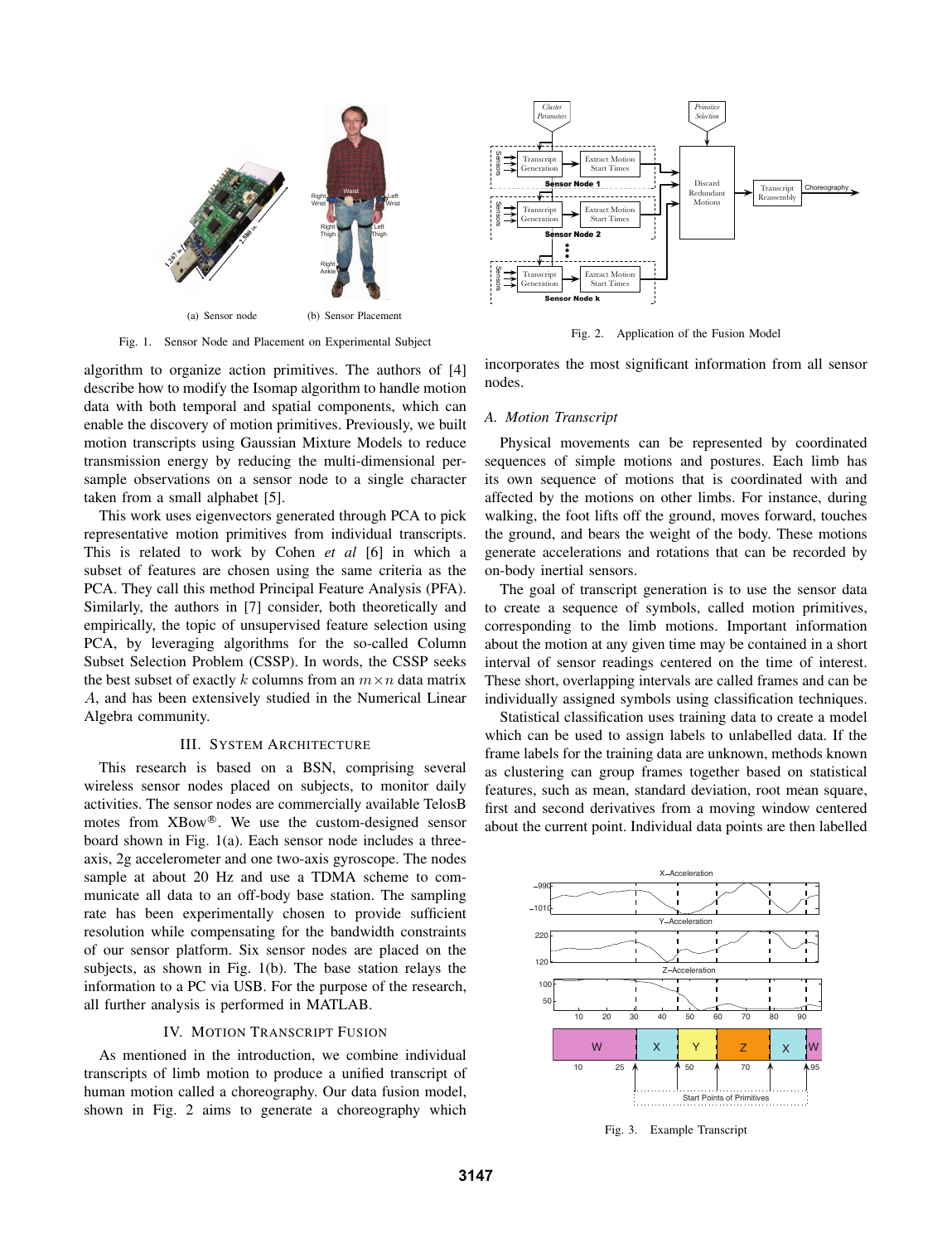Fig. 1. Sensor Node and Placement on Experimental Subject

(a) Sensor node (b) Sensor Placement

Fig. 2. Application of the Fusion Model

algorithm to organize action primitives. The authors of [4] describe how to modify the Isomap algorithm to handle motion data with both temporal and spatial components, which can enable the discovery of motion primitives. Previously, we built motion transcripts using Gaussian Mixture Models to reduce transmission energy by reducing the multi-dimensional per-sample observations on a sensor node to a single character taken from a small alphabet [5].

This work uses eigenvectors generated through PCA to pick representative motion primitives from individual transcripts. This is related to work by Cohen *et al* [6] in which a subset of features are chosen using the same criteria as the PCA. They call this method Principal Feature Analysis (PFA). Similarly, the authors in [7] consider, both theoretically and empirically, the topic of unsupervised feature selection using PCA, by leveraging algorithms for the so-called Column Subset Selection Problem (CSSP). In words, the CSSP seeks the best subset of exactly $k$ columns from an $m \times n$ data matrix $A$, and has been extensively studied in the Numerical Linear Algebra community.

## III. System Architecture

This research is based on a BSN, comprising several wireless sensor nodes placed on subjects, to monitor daily activities. The sensor nodes are commercially available TelosB motes from XBow®. We use the custom-designed sensor board shown in Fig. 1(a). Each sensor node includes a three-axis, 2g accelerometer and one two-axis gyroscope. The nodes sample at about 20 Hz and use a TDMA scheme to communicate all data to an off-body base station. The sampling rate has been experimentally chosen to provide sufficient resolution while compensating for the bandwidth constraints of our sensor platform. Six sensor nodes are placed on the subjects, as shown in Fig. 1(b). The base station relays the information to a PC via USB. For the purpose of the research, all further analysis is performed in MATLAB.

## IV. Motion Transcript Fusion

As mentioned in the introduction, we combine individual transcripts of limb motion to produce a unified transcript of human motion called a choreography. Our data fusion model, shown in Fig. 2 aims to generate a choreography which incorporates the most significant information from all sensor nodes.

### A. Motion Transcript

Physical movements can be represented by coordinated sequences of simple motions and postures. Each limb has its own sequence of motions that is coordinated with and affected by the motions on other limbs. For instance, during walking, the foot lifts off the ground, moves forward, touches the ground, and bears the weight of the body. These motions generate accelerations and rotations that can be recorded by on-body inertial sensors.

The goal of transcript generation is to use the sensor data to create a sequence of symbols, called motion primitives, corresponding to the limb motions. Important information about the motion at any given time may be contained in a short interval of sensor readings centered on the time of interest. These short, overlapping intervals are called frames and can be individually assigned symbols using classification techniques.

Statistical classification uses training data to create a model which can be used to assign labels to unlabelled data. If the frame labels for the training data are unknown, methods known as clustering can group frames together based on statistical features, such as mean, standard deviation, root mean square, first and second derivatives from a moving window centered about the current point. Individual data points are then labelled

Fig. 3. Example Transcript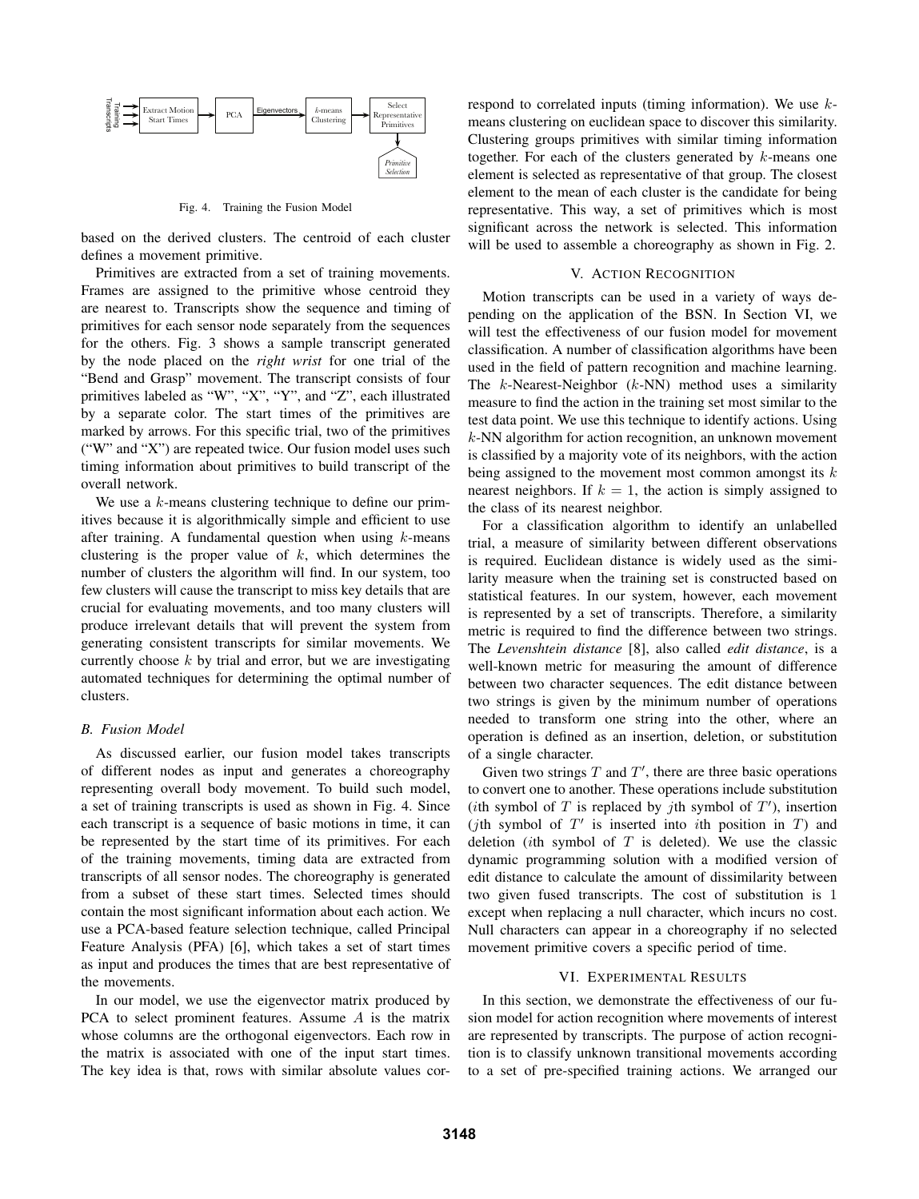Training Transcripts → Extract Motion Start Times → PCA → Eigenvectors → $k$-means Clustering → Select Representative Primitives → Primitive Selection

Fig. 4. Training the Fusion Model

based on the derived clusters. The centroid of each cluster defines a movement primitive.

Primitives are extracted from a set of training movements. Frames are assigned to the primitive whose centroid they are nearest to. Transcripts show the sequence and timing of primitives for each sensor node separately from the sequences for the others. Fig. 3 shows a sample transcript generated by the node placed on the *right wrist* for one trial of the "Bend and Grasp" movement. The transcript consists of four primitives labeled as "W", "X", "Y", and "Z", each illustrated by a separate color. The start times of the primitives are marked by arrows. For this specific trial, two of the primitives ("W" and "X") are repeated twice. Our fusion model uses such timing information about primitives to build transcript of the overall network.

We use a $k$-means clustering technique to define our primitives because it is algorithmically simple and efficient to use after training. A fundamental question when using $k$-means clustering is the proper value of $k$, which determines the number of clusters the algorithm will find. In our system, too few clusters will cause the transcript to miss key details that are crucial for evaluating movements, and too many clusters will produce irrelevant details that will prevent the system from generating consistent transcripts for similar movements. We currently choose $k$ by trial and error, but we are investigating automated techniques for determining the optimal number of clusters.

### B. Fusion Model

As discussed earlier, our fusion model takes transcripts of different nodes as input and generates a choreography representing overall body movement. To build such model, a set of training transcripts is used as shown in Fig. 4. Since each transcript is a sequence of basic motions in time, it can be represented by the start time of its primitives. For each of the training movements, timing data are extracted from transcripts of all sensor nodes. The choreography is generated from a subset of these start times. Selected times should contain the most significant information about each action. We use a PCA-based feature selection technique, called Principal Feature Analysis (PFA) [6], which takes a set of start times as input and produces the times that are best representative of the movements.

In our model, we use the eigenvector matrix produced by PCA to select prominent features. Assume $A$ is the matrix whose columns are the orthogonal eigenvectors. Each row in the matrix is associated with one of the input start times. The key idea is that, rows with similar absolute values correspond to correlated inputs (timing information). We use $k$-means clustering on euclidean space to discover this similarity. Clustering groups primitives with similar timing information together. For each of the clusters generated by $k$-means one element is selected as representative of that group. The closest element to the mean of each cluster is the candidate for being representative. This way, a set of primitives which is most significant across the network is selected. This information will be used to assemble a choreography as shown in Fig. 2.

## V. Action Recognition

Motion transcripts can be used in a variety of ways depending on the application of the BSN. In Section VI, we will test the effectiveness of our fusion model for movement classification. A number of classification algorithms have been used in the field of pattern recognition and machine learning. The $k$-Nearest-Neighbor ($k$-NN) method uses a similarity measure to find the action in the training set most similar to the test data point. We use this technique to identify actions. Using $k$-NN algorithm for action recognition, an unknown movement is classified by a majority vote of its neighbors, with the action being assigned to the movement most common amongst its $k$ nearest neighbors. If $k = 1$, the action is simply assigned to the class of its nearest neighbor.

For a classification algorithm to identify an unlabelled trial, a measure of similarity between different observations is required. Euclidean distance is widely used as the similarity measure when the training set is constructed based on statistical features. In our system, however, each movement is represented by a set of transcripts. Therefore, a similarity metric is required to find the difference between two strings. The *Levenshtein distance* [8], also called *edit distance*, is a well-known metric for measuring the amount of difference between two character sequences. The edit distance between two strings is given by the minimum number of operations needed to transform one string into the other, where an operation is defined as an insertion, deletion, or substitution of a single character.

Given two strings $T$ and $T'$, there are three basic operations to convert one to another. These operations include substitution ($i$th symbol of $T$ is replaced by $j$th symbol of $T'$), insertion ($j$th symbol of $T'$ is inserted into $i$th position in $T$) and deletion ($i$th symbol of $T$ is deleted). We use the classic dynamic programming solution with a modified version of edit distance to calculate the amount of dissimilarity between two given fused transcripts. The cost of substitution is 1 except when replacing a null character, which incurs no cost. Null characters can appear in a choreography if no selected movement primitive covers a specific period of time.

## VI. Experimental Results

In this section, we demonstrate the effectiveness of our fusion model for action recognition where movements of interest are represented by transcripts. The purpose of action recognition is to classify unknown transitional movements according to a set of pre-specified training actions. We arranged our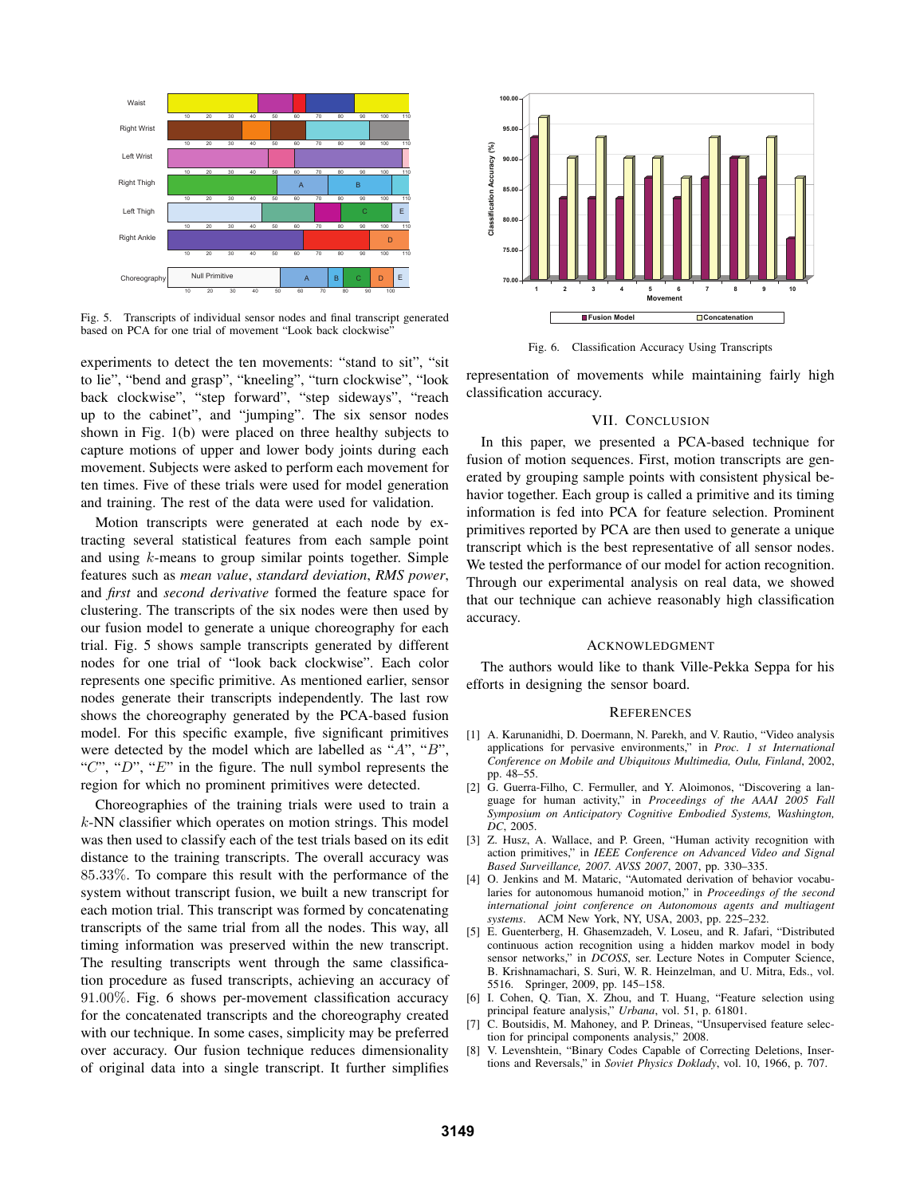Waist

Right Wrist

Left Wrist

Right Thigh

A

B

Left Thigh

C

E

Right Ankle

D

Choreography

Null Primitive

A B C D E

10 20 30 40 50 60 70 80 90 100 110

Fig. 5. Transcripts of individual sensor nodes and final transcript generated based on PCA for one trial of movement "Look back clockwise"

experiments to detect the ten movements: "stand to sit", "sit to lie", "bend and grasp", "kneeling", "turn clockwise", "look back clockwise", "step forward", "step sideways", "reach up to the cabinet", and "jumping". The six sensor nodes shown in Fig. 1(b) were placed on three healthy subjects to capture motions of upper and lower body joints during each movement. Subjects were asked to perform each movement for ten times. Five of these trials were used for model generation and training. The rest of the data were used for validation.

Motion transcripts were generated at each node by extracting several statistical features from each sample point and using $k$-means to group similar points together. Simple features such as *mean value*, *standard deviation*, *RMS power*, and *first* and *second derivative* formed the feature space for clustering. The transcripts of the six nodes were then used by our fusion model to generate a unique choreography for each trial. Fig. 5 shows sample transcripts generated by different nodes for one trial of "look back clockwise". Each color represents one specific primitive. As mentioned earlier, sensor nodes generate their transcripts independently. The last row shows the choreography generated by the PCA-based fusion model. For this specific example, five significant primitives were detected by the model which are labelled as "$A$", "$B$", "$C$", "$D$", "$E$" in the figure. The null symbol represents the region for which no prominent primitives were detected.

Choreographies of the training trials were used to train a $k$-NN classifier which operates on motion strings. This model was then used to classify each of the test trials based on its edit distance to the training transcripts. The overall accuracy was $85.33\%$. To compare this result with the performance of the system without transcript fusion, we built a new transcript for each motion trial. This transcript was formed by concatenating transcripts of the same trial from all the nodes. This way, all timing information was preserved within the new transcript. The resulting transcripts went through the same classification procedure as fused transcripts, achieving an accuracy of $91.00\%$. Fig. 6 shows per-movement classification accuracy for the concatenated transcripts and the choreography created with our technique. In some cases, simplicity may be preferred over accuracy. Our fusion technique reduces dimensionality of original data into a single transcript. It further simplifies

Classification Accuracy (%)

100.00
95.00
90.00
85.00
80.00
75.00
70.00

1 2 3 4 5 6 7 8 9 10

Movement

Fusion Model
Concatenation

Fig. 6. Classification Accuracy Using Transcripts

representation of movements while maintaining fairly high classification accuracy.

## VII. Conclusion

In this paper, we presented a PCA-based technique for fusion of motion sequences. First, motion transcripts are generated by grouping sample points with consistent physical behavior together. Each group is called a primitive and its timing information is fed into PCA for feature selection. Prominent primitives reported by PCA are then used to generate a unique transcript which is the best representative of all sensor nodes. We tested the performance of our model for action recognition. Through our experimental analysis on real data, we showed that our technique can achieve reasonably high classification accuracy.

## Acknowledgment

The authors would like to thank Ville-Pekka Seppa for his efforts in designing the sensor board.

## References

[1] A. Karunanidhi, D. Doermann, N. Parekh, and V. Rautio, "Video analysis applications for pervasive environments," in *Proc. 1 st International Conference on Mobile and Ubiquitous Multimedia, Oulu, Finland*, 2002, pp. 48–55.

[2] G. Guerra-Filho, C. Fermuller, and Y. Aloimonos, "Discovering a language for human activity," in *Proceedings of the AAAI 2005 Fall Symposium on Anticipatory Cognitive Embodied Systems, Washington, DC*, 2005.

[3] Z. Husz, A. Wallace, and P. Green, "Human activity recognition with action primitives," in *IEEE Conference on Advanced Video and Signal Based Surveillance, 2007. AVSS 2007*, 2007, pp. 330–335.

[4] O. Jenkins and M. Mataric, "Automated derivation of behavior vocabularies for autonomous humanoid motion," in *Proceedings of the second international joint conference on Autonomous agents and multiagent systems*. ACM New York, NY, USA, 2003, pp. 225–232.

[5] E. Guenterberg, H. Ghasemzadeh, V. Loseu, and R. Jafari, "Distributed continuous action recognition using a hidden markov model in body sensor networks," in *DCOSS*, ser. Lecture Notes in Computer Science, B. Krishnamachari, S. Suri, W. R. Heinzelman, and U. Mitra, Eds., vol. 5516. Springer, 2009, pp. 145–158.

[6] I. Cohen, Q. Tian, X. Zhou, and T. Huang, "Feature selection using principal feature analysis," *Urbana*, vol. 51, p. 61801.

[7] C. Boutsidis, M. Mahoney, and P. Drineas, "Unsupervised feature selection for principal components analysis," 2008.

[8] V. Levenshtein, "Binary Codes Capable of Correcting Deletions, Insertions and Reversals," in *Soviet Physics Doklady*, vol. 10, 1966, p. 707.